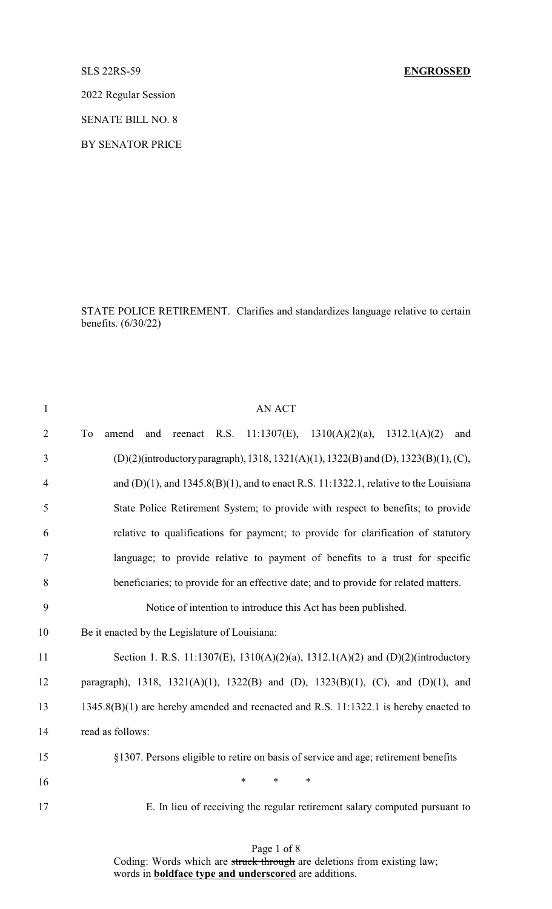SLS 22RS-59 **ENGROSSED**

2022 Regular Session

SENATE BILL NO. 8

BY SENATOR PRICE

STATE POLICE RETIREMENT. Clarifies and standardizes language relative to certain benefits. (6/30/22)

1 AN ACT

2 To amend and reenact R.S. 11:1307(E), 1310(A)(2)(a), 1312.1(A)(2) and

3 (D)(2)(introductory paragraph), 1318, 1321(A)(1), 1322(B) and (D), 1323(B)(1), (C),

4 and (D)(1), and 1345.8(B)(1), and to enact R.S. 11:1322.1, relative to the Louisiana

5 State Police Retirement System; to provide with respect to benefits; to provide

6 relative to qualifications for payment; to provide for clarification of statutory

7 language; to provide relative to payment of benefits to a trust for specific

8 beneficiaries; to provide for an effective date; and to provide for related matters.

9 Notice of intention to introduce this Act has been published.

10 Be it enacted by the Legislature of Louisiana:

11 Section 1. R.S. 11:1307(E), 1310(A)(2)(a), 1312.1(A)(2) and (D)(2)(introductory

12 paragraph), 1318, 1321(A)(1), 1322(B) and (D), 1323(B)(1), (C), and (D)(1), and

13 1345.8(B)(1) are hereby amended and reenacted and R.S. 11:1322.1 is hereby enacted to

14 read as follows:

15 §1307. Persons eligible to retire on basis of service and age; retirement benefits

16 * * *

17 E. In lieu of receiving the regular retirement salary computed pursuant to

Coding: Words which are ~~struck through~~ are deletions from existing law; words in **boldface type and underscored** are additions.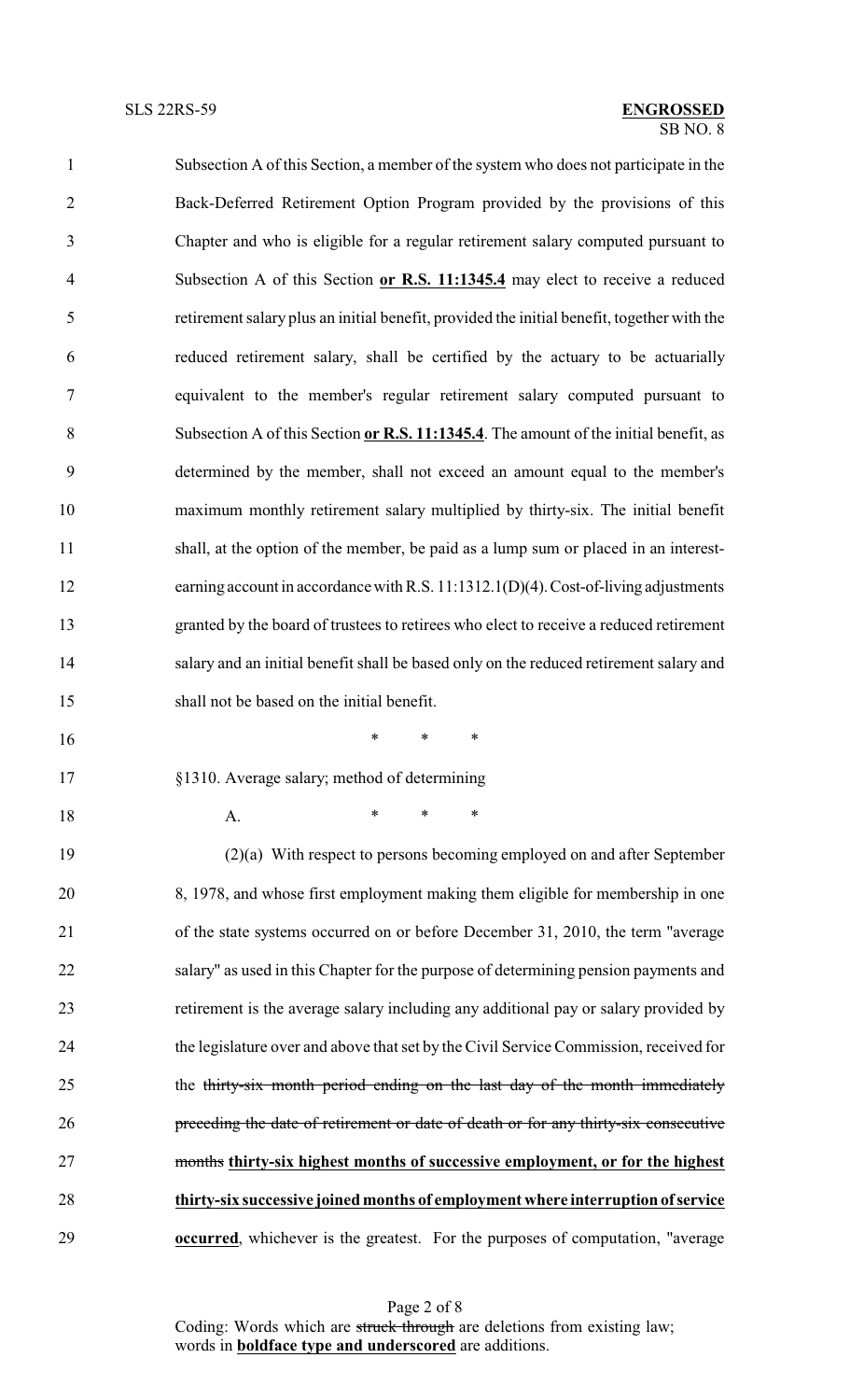Subsection A of this Section, a member of the system who does not participate in the Back-Deferred Retirement Option Program provided by the provisions of this Chapter and who is eligible for a regular retirement salary computed pursuant to Subsection A of this Section **or R.S. 11:1345.4** may elect to receive a reduced retirement salary plus an initial benefit, provided the initial benefit, together with the reduced retirement salary, shall be certified by the actuary to be actuarially equivalent to the member's regular retirement salary computed pursuant to Subsection A of this Section **or R.S. 11:1345.4**. The amount of the initial benefit, as determined by the member, shall not exceed an amount equal to the member's maximum monthly retirement salary multiplied by thirty-six. The initial benefit shall, at the option of the member, be paid as a lump sum or placed in an interest-earning account in accordance with R.S. 11:1312.1(D)(4). Cost-of-living adjustments granted by the board of trustees to retirees who elect to receive a reduced retirement salary and an initial benefit shall be based only on the reduced retirement salary and shall not be based on the initial benefit.

\* \* \*

§1310. Average salary; method of determining

A. \* \* \*

(2)(a) With respect to persons becoming employed on and after September 8, 1978, and whose first employment making them eligible for membership in one of the state systems occurred on or before December 31, 2010, the term "average salary" as used in this Chapter for the purpose of determining pension payments and retirement is the average salary including any additional pay or salary provided by the legislature over and above that set by the Civil Service Commission, received for the ~~thirty-six month period ending on the last day of the month immediately preceding the date of retirement or date of death or for any thirty-six consecutive months~~ **thirty-six highest months of successive employment, or for the highest thirty-six successive joined months of employment where interruption of service occurred**, whichever is the greatest. For the purposes of computation, "average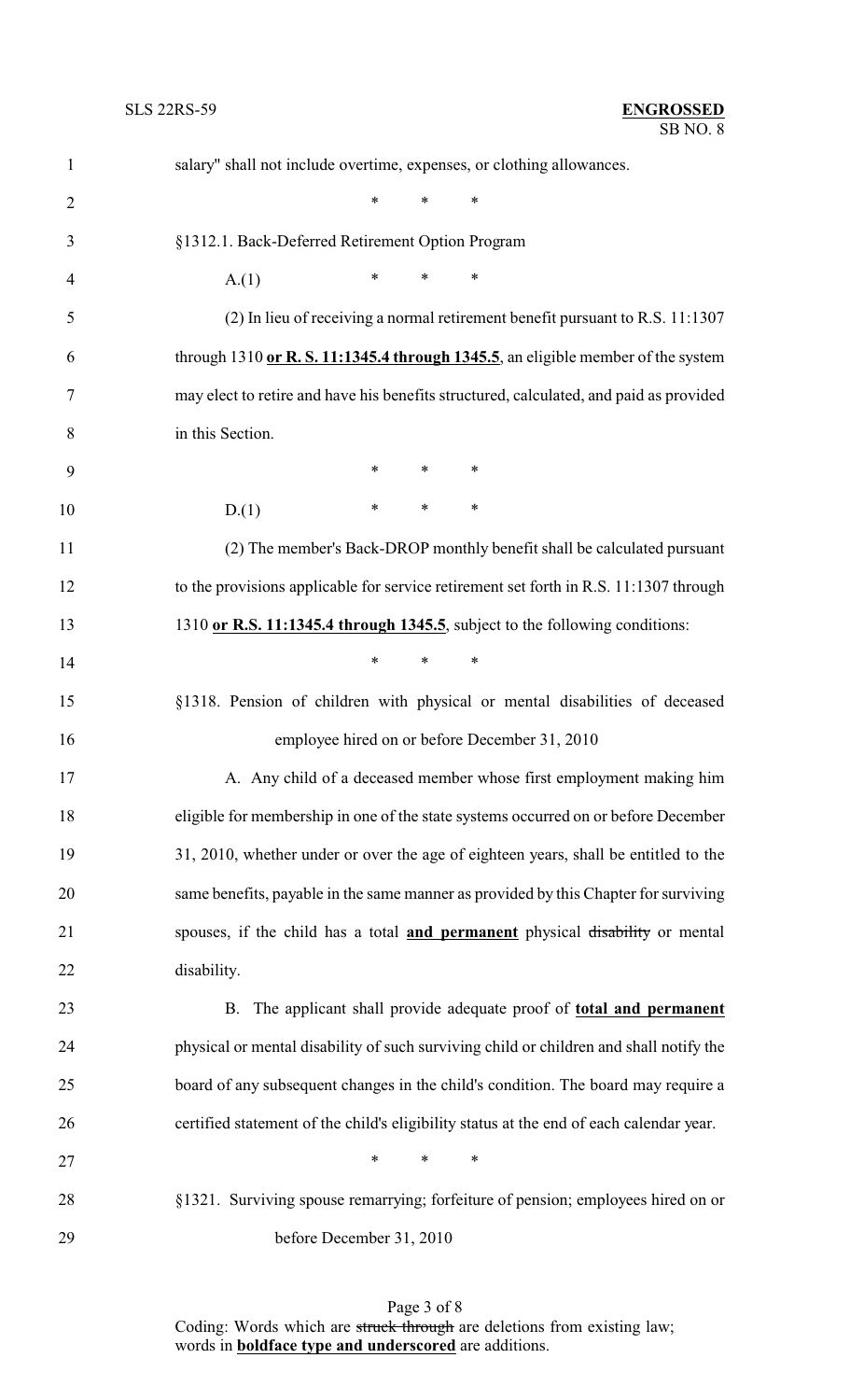salary" shall not include overtime, expenses, or clothing allowances.

\* \* \*

§1312.1. Back-Deferred Retirement Option Program

A.(1) \* \* \*

(2) In lieu of receiving a normal retirement benefit pursuant to R.S. 11:1307 through 1310 **<u>or R. S. 11:1345.4 through 1345.5</u>**, an eligible member of the system may elect to retire and have his benefits structured, calculated, and paid as provided in this Section.

\* \* \*

D.(1) \* \* \*

(2) The member's Back-DROP monthly benefit shall be calculated pursuant to the provisions applicable for service retirement set forth in R.S. 11:1307 through 1310 **<u>or R.S. 11:1345.4 through 1345.5</u>**, subject to the following conditions:

\* \* \*

§1318. Pension of children with physical or mental disabilities of deceased employee hired on or before December 31, 2010

A. Any child of a deceased member whose first employment making him eligible for membership in one of the state systems occurred on or before December 31, 2010, whether under or over the age of eighteen years, shall be entitled to the same benefits, payable in the same manner as provided by this Chapter for surviving spouses, if the child has a total **<u>and permanent</u>** physical ~~disability~~ or mental disability.

B. The applicant shall provide adequate proof of **<u>total and permanent</u>** physical or mental disability of such surviving child or children and shall notify the board of any subsequent changes in the child's condition. The board may require a certified statement of the child's eligibility status at the end of each calendar year.

\* \* \*

§1321. Surviving spouse remarrying; forfeiture of pension; employees hired on or before December 31, 2010

Coding: Words which are ~~struck through~~ are deletions from existing law; words in **<u>boldface type and underscored</u>** are additions.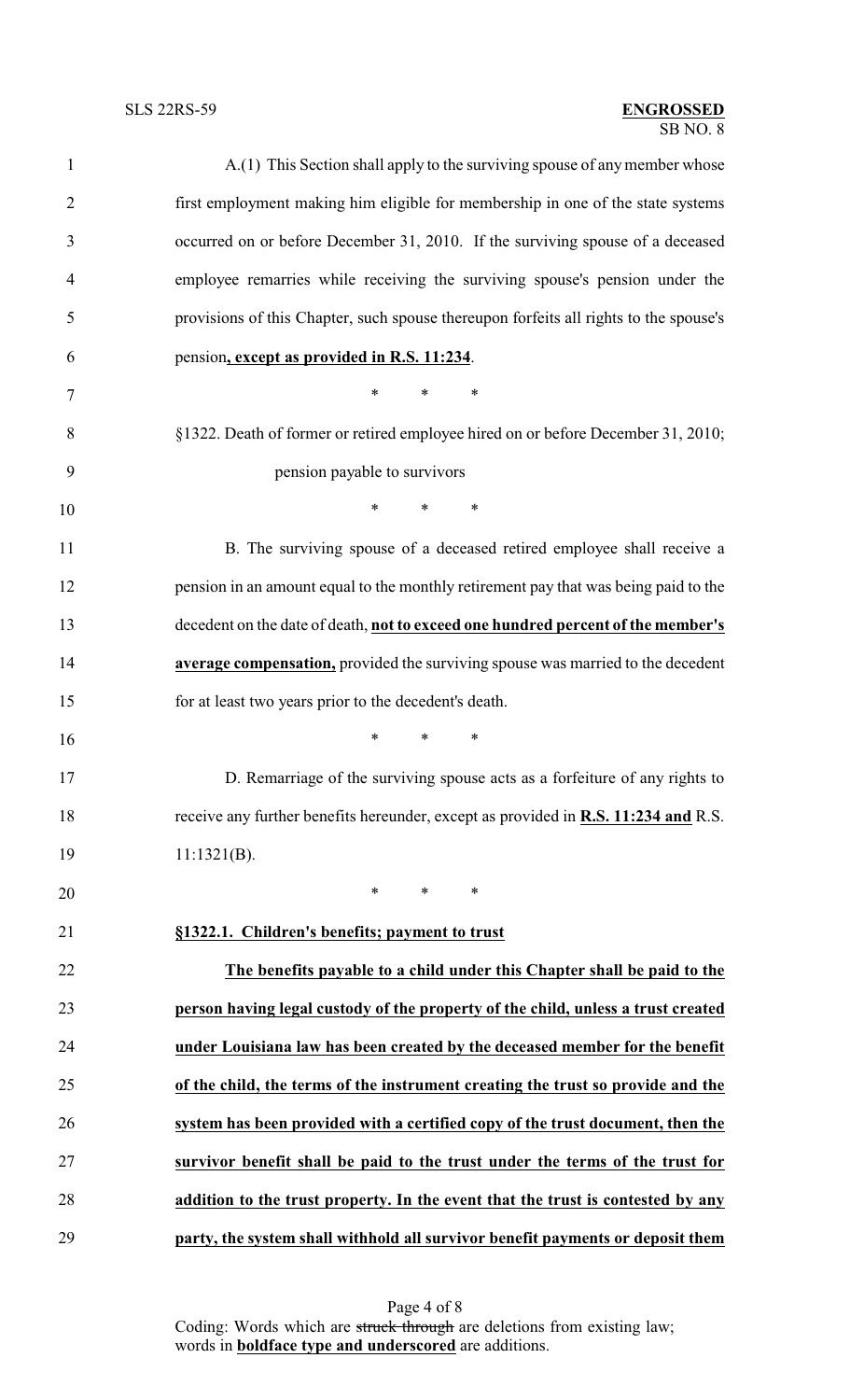A.(1) This Section shall apply to the surviving spouse of any member whose first employment making him eligible for membership in one of the state systems occurred on or before December 31, 2010. If the surviving spouse of a deceased employee remarries while receiving the surviving spouse's pension under the provisions of this Chapter, such spouse thereupon forfeits all rights to the spouse's pension**, except as provided in R.S. 11:234**.

\* \* \*

§1322. Death of former or retired employee hired on or before December 31, 2010; pension payable to survivors

\* \* \*

B. The surviving spouse of a deceased retired employee shall receive a pension in an amount equal to the monthly retirement pay that was being paid to the decedent on the date of death, **not to exceed one hundred percent of the member's average compensation,** provided the surviving spouse was married to the decedent for at least two years prior to the decedent's death.

\* \* \*

D. Remarriage of the surviving spouse acts as a forfeiture of any rights to receive any further benefits hereunder, except as provided in **R.S. 11:234 and** R.S. 11:1321(B).

\* \* \*

**§1322.1. Children's benefits; payment to trust**

**The benefits payable to a child under this Chapter shall be paid to the person having legal custody of the property of the child, unless a trust created under Louisiana law has been created by the deceased member for the benefit of the child, the terms of the instrument creating the trust so provide and the system has been provided with a certified copy of the trust document, then the survivor benefit shall be paid to the trust under the terms of the trust for addition to the trust property. In the event that the trust is contested by any party, the system shall withhold all survivor benefit payments or deposit them**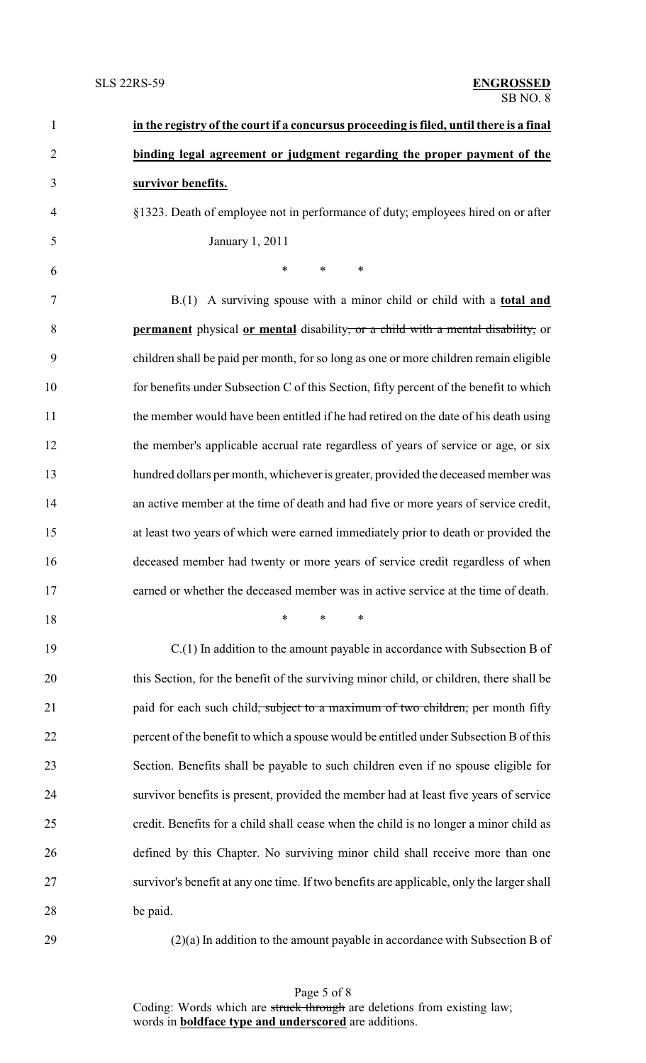**<u>in the registry of the court if a concursus proceeding is filed, until there is a final binding legal agreement or judgment regarding the proper payment of the survivor benefits.</u>**

§1323. Death of employee not in performance of duty; employees hired on or after January 1, 2011

\* \* \*

B.(1) A surviving spouse with a minor child or child with a **<u>total and permanent</u>** physical **<u>or mental</u>** disability~~, or a child with a mental disability,~~ or children shall be paid per month, for so long as one or more children remain eligible for benefits under Subsection C of this Section, fifty percent of the benefit to which the member would have been entitled if he had retired on the date of his death using the member's applicable accrual rate regardless of years of service or age, or six hundred dollars per month, whichever is greater, provided the deceased member was an active member at the time of death and had five or more years of service credit, at least two years of which were earned immediately prior to death or provided the deceased member had twenty or more years of service credit regardless of when earned or whether the deceased member was in active service at the time of death.

\* \* \*

C.(1) In addition to the amount payable in accordance with Subsection B of this Section, for the benefit of the surviving minor child, or children, there shall be paid for each such child~~, subject to a maximum of two children,~~ per month fifty percent of the benefit to which a spouse would be entitled under Subsection B of this Section. Benefits shall be payable to such children even if no spouse eligible for survivor benefits is present, provided the member had at least five years of service credit. Benefits for a child shall cease when the child is no longer a minor child as defined by this Chapter. No surviving minor child shall receive more than one survivor's benefit at any one time. If two benefits are applicable, only the larger shall be paid.

(2)(a) In addition to the amount payable in accordance with Subsection B of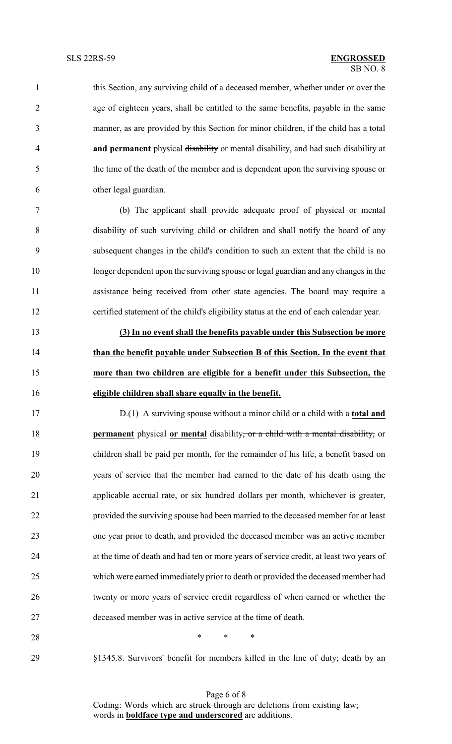this Section, any surviving child of a deceased member, whether under or over the age of eighteen years, shall be entitled to the same benefits, payable in the same manner, as are provided by this Section for minor children, if the child has a total **<u>and permanent</u>** physical ~~disability~~ or mental disability, and had such disability at the time of the death of the member and is dependent upon the surviving spouse or other legal guardian.

(b) The applicant shall provide adequate proof of physical or mental disability of such surviving child or children and shall notify the board of any subsequent changes in the child's condition to such an extent that the child is no longer dependent upon the surviving spouse or legal guardian and any changes in the assistance being received from other state agencies. The board may require a certified statement of the child's eligibility status at the end of each calendar year.

**<u>(3) In no event shall the benefits payable under this Subsection be more than the benefit payable under Subsection B of this Section. In the event that more than two children are eligible for a benefit under this Subsection, the eligible children shall share equally in the benefit.</u>**

D.(1) A surviving spouse without a minor child or a child with a **<u>total and permanent</u>** physical **<u>or mental</u>** disability~~, or a child with a mental disability,~~ or children shall be paid per month, for the remainder of his life, a benefit based on years of service that the member had earned to the date of his death using the applicable accrual rate, or six hundred dollars per month, whichever is greater, provided the surviving spouse had been married to the deceased member for at least one year prior to death, and provided the deceased member was an active member at the time of death and had ten or more years of service credit, at least two years of which were earned immediately prior to death or provided the deceased member had twenty or more years of service credit regardless of when earned or whether the deceased member was in active service at the time of death.

\* \* \*

§1345.8. Survivors' benefit for members killed in the line of duty; death by an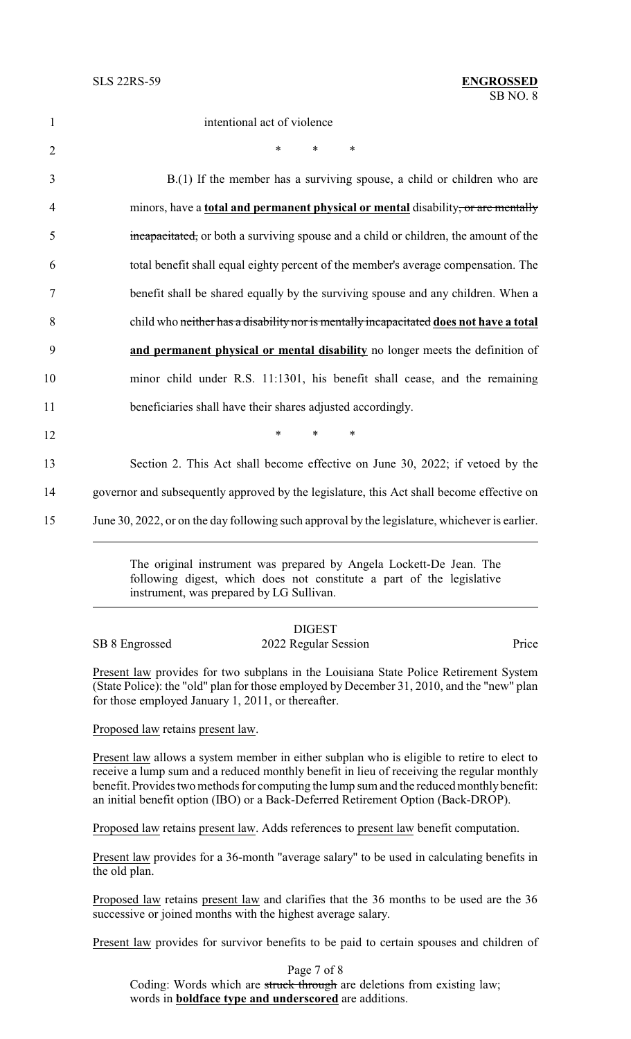intentional act of violence

\* \* \*

B.(1) If the member has a surviving spouse, a child or children who are minors, have a **<u>total and permanent physical or mental</u>** disability~~, or are mentally incapacitated,~~ or both a surviving spouse and a child or children, the amount of the total benefit shall equal eighty percent of the member's average compensation. The benefit shall be shared equally by the surviving spouse and any children. When a child who ~~neither has a disability nor is mentally incapacitated~~ **<u>does not have a total and permanent physical or mental disability</u>** no longer meets the definition of minor child under R.S. 11:1301, his benefit shall cease, and the remaining beneficiaries shall have their shares adjusted accordingly.

\* \* \*

Section 2. This Act shall become effective on June 30, 2022; if vetoed by the governor and subsequently approved by the legislature, this Act shall become effective on June 30, 2022, or on the day following such approval by the legislature, whichever is earlier.

---

The original instrument was prepared by Angela Lockett-De Jean. The following digest, which does not constitute a part of the legislative instrument, was prepared by LG Sullivan.

---

DIGEST

SB 8 Engrossed — 2022 Regular Session — Price

<u>Present law</u> provides for two subplans in the Louisiana State Police Retirement System (State Police): the "old" plan for those employed by December 31, 2010, and the "new" plan for those employed January 1, 2011, or thereafter.

<u>Proposed law</u> retains <u>present law</u>.

<u>Present law</u> allows a system member in either subplan who is eligible to retire to elect to receive a lump sum and a reduced monthly benefit in lieu of receiving the regular monthly benefit. Provides two methods for computing the lump sum and the reduced monthly benefit: an initial benefit option (IBO) or a Back-Deferred Retirement Option (Back-DROP).

<u>Proposed law</u> retains <u>present law</u>. Adds references to <u>present law</u> benefit computation.

<u>Present law</u> provides for a 36-month "average salary" to be used in calculating benefits in the old plan.

<u>Proposed law</u> retains <u>present law</u> and clarifies that the 36 months to be used are the 36 successive or joined months with the highest average salary.

<u>Present law</u> provides for survivor benefits to be paid to certain spouses and children of

Coding: Words which are ~~struck through~~ are deletions from existing law; words in **<u>boldface type and underscored</u>** are additions.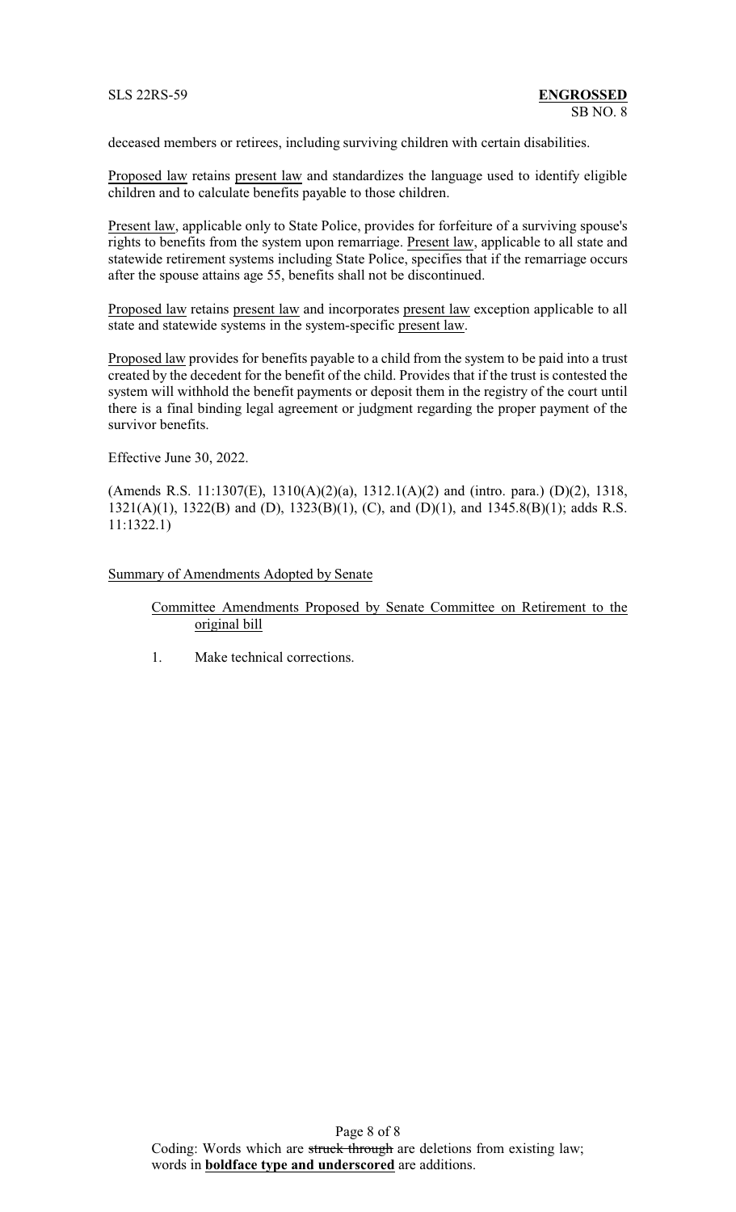deceased members or retirees, including surviving children with certain disabilities.

Proposed law retains present law and standardizes the language used to identify eligible children and to calculate benefits payable to those children.

Present law, applicable only to State Police, provides for forfeiture of a surviving spouse's rights to benefits from the system upon remarriage. Present law, applicable to all state and statewide retirement systems including State Police, specifies that if the remarriage occurs after the spouse attains age 55, benefits shall not be discontinued.

Proposed law retains present law and incorporates present law exception applicable to all state and statewide systems in the system-specific present law.

Proposed law provides for benefits payable to a child from the system to be paid into a trust created by the decedent for the benefit of the child. Provides that if the trust is contested the system will withhold the benefit payments or deposit them in the registry of the court until there is a final binding legal agreement or judgment regarding the proper payment of the survivor benefits.

Effective June 30, 2022.

(Amends R.S. 11:1307(E), 1310(A)(2)(a), 1312.1(A)(2) and (intro. para.) (D)(2), 1318, 1321(A)(1), 1322(B) and (D), 1323(B)(1), (C), and (D)(1), and 1345.8(B)(1); adds R.S. 11:1322.1)

Summary of Amendments Adopted by Senate

Committee Amendments Proposed by Senate Committee on Retirement to the original bill

1. Make technical corrections.

Coding: Words which are ~~struck through~~ are deletions from existing law; words in **boldface type and underscored** are additions.